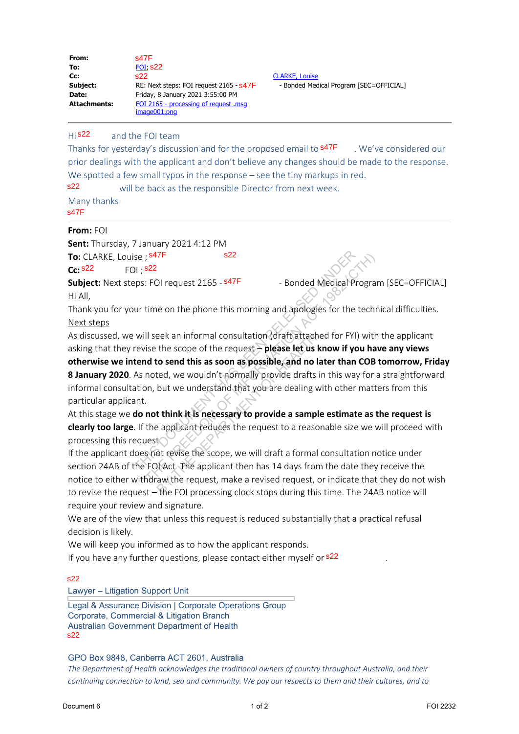| | | |
|---|---|---|
| **From:** | s47F | |
| **To:** | FOI; s22 | |
| **Cc:** | s22 | CLARKE, Louise |
| **Subject:** | RE: Next steps: FOI request 2165 - s47F | - Bonded Medical Program [SEC=OFFICIAL] |
| **Date:** | Friday, 8 January 2021 3:55:00 PM | |
| **Attachments:** | FOI 2165 - processing of request .msg<br>image001.png | |

Hi s22 and the FOI team

Thanks for yesterday's discussion and for the proposed email to s47F. We've considered our prior dealings with the applicant and don't believe any changes should be made to the response.

We spotted a few small typos in the response – see the tiny markups in red.

s22 will be back as the responsible Director from next week.

Many thanks

s47F

---

**From:** FOI
**Sent:** Thursday, 7 January 2021 4:12 PM
**To:** CLARKE, Louise ; s47F s22
**Cc:** s22 FOI ; s22
**Subject:** Next steps: FOI request 2165 - s47F - Bonded Medical Program [SEC=OFFICIAL]

Hi All,

Thank you for your time on the phone this morning and apologies for the technical difficulties.

Next steps

As discussed, we will seek an informal consultation (draft attached for FYI) with the applicant asking that they revise the scope of the request – **please let us know if you have any views otherwise we intend to send this as soon as possible, and no later than COB tomorrow, Friday 8 January 2020**. As noted, we wouldn't normally provide drafts in this way for a straightforward informal consultation, but we understand that you are dealing with other matters from this particular applicant.

At this stage we **do not think it is necessary to provide a sample estimate as the request is clearly too large**. If the applicant reduces the request to a reasonable size we will proceed with processing this request.

If the applicant does not revise the scope, we will draft a formal consultation notice under section 24AB of the FOI Act. The applicant then has 14 days from the date they receive the notice to either withdraw the request, make a revised request, or indicate that they do not wish to revise the request – the FOI processing clock stops during this time. The 24AB notice will require your review and signature.

We are of the view that unless this request is reduced substantially that a practical refusal decision is likely.

We will keep you informed as to how the applicant responds.

If you have any further questions, please contact either myself or s22.

s22
Lawyer – Litigation Support Unit

Legal & Assurance Division | Corporate Operations Group
Corporate, Commercial & Litigation Branch
Australian Government Department of Health
s22

GPO Box 9848, Canberra ACT 2601, Australia

*The Department of Health acknowledges the traditional owners of country throughout Australia, and their continuing connection to land, sea and community. We pay our respects to them and their cultures, and to*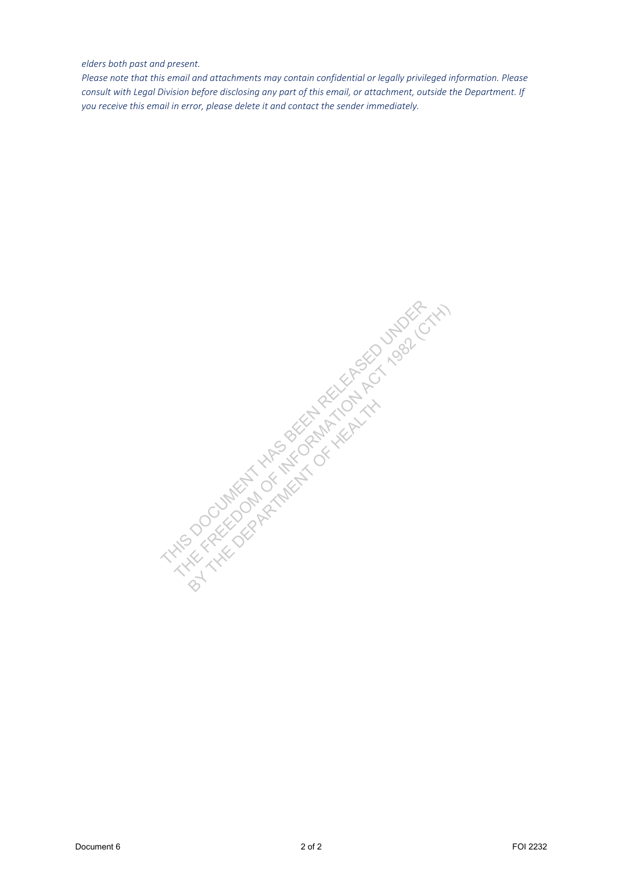*elders both past and present.*

*Please note that this email and attachments may contain confidential or legally privileged information. Please consult with Legal Division before disclosing any part of this email, or attachment, outside the Department. If you receive this email in error, please delete it and contact the sender immediately.*